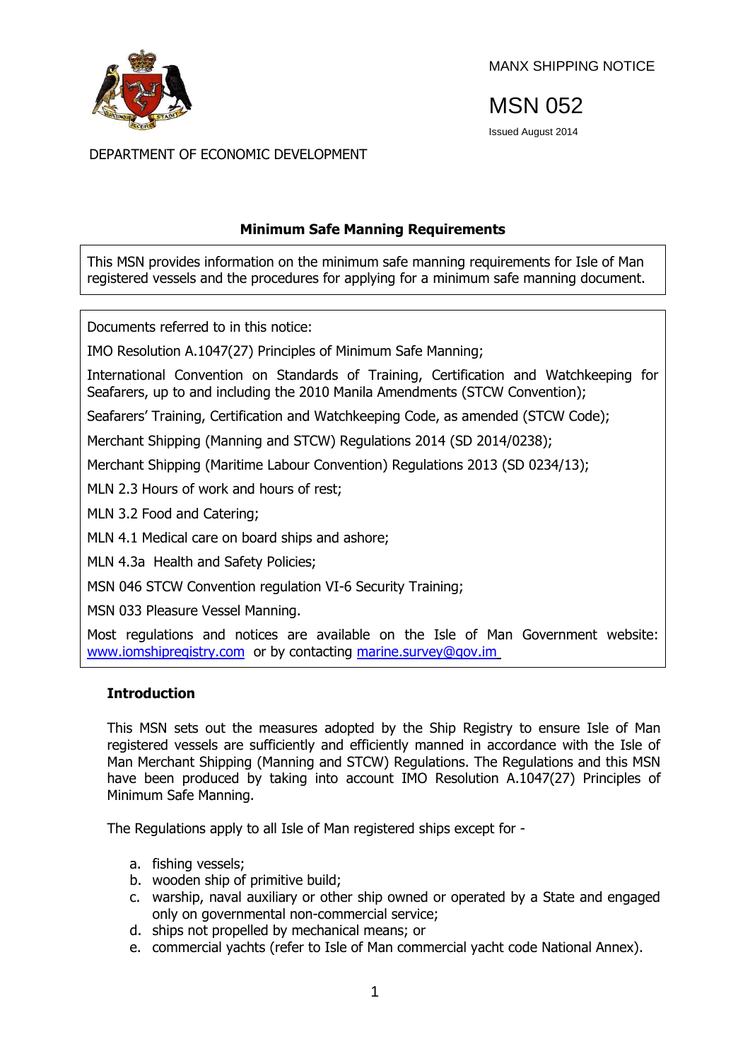MANX SHIPPING NOTICE

# MSN 052

Issued August 2014

DEPARTMENT OF ECONOMIC DEVELOPMENT

## Minimum Safe Manning Requirements

This MSN provides information on the minimum safe manning requirements for Isle of Man registered vessels and the procedures for applying for a minimum safe manning document.

Documents referred to in this notice:

IMO Resolution A.1047(27) Principles of Minimum Safe Manning;

International Convention on Standards of Training, Certification and Watchkeeping for Seafarers, up to and including the 2010 Manila Amendments (STCW Convention);

Seafarers' Training, Certification and Watchkeeping Code, as amended (STCW Code);

Merchant Shipping (Manning and STCW) Regulations 2014 (SD 2014/0238);

Merchant Shipping (Maritime Labour Convention) Regulations 2013 (SD 0234/13);

MLN 2.3 Hours of work and hours of rest;

MLN 3.2 Food and Catering;

MLN 4.1 Medical care on board ships and ashore;

MLN 4.3a Health and Safety Policies;

MSN 046 STCW Convention regulation VI-6 Security Training;

MSN 033 Pleasure Vessel Manning.

Most regulations and notices are available on the Isle of Man Government website: [www.iomshipregistry.com](http://www.iomshipregistry.com) or by contacting [marine.survey@gov.im](mailto:marine.survey@gov.im)

### Introduction

This MSN sets out the measures adopted by the Ship Registry to ensure Isle of Man registered vessels are sufficiently and efficiently manned in accordance with the Isle of Man Merchant Shipping (Manning and STCW) Regulations. The Regulations and this MSN have been produced by taking into account IMO Resolution A.1047(27) Principles of Minimum Safe Manning.

The Regulations apply to all Isle of Man registered ships except for -

a. fishing vessels;
b. wooden ship of primitive build;
c. warship, naval auxiliary or other ship owned or operated by a State and engaged only on governmental non-commercial service;
d. ships not propelled by mechanical means; or
e. commercial yachts (refer to Isle of Man commercial yacht code National Annex).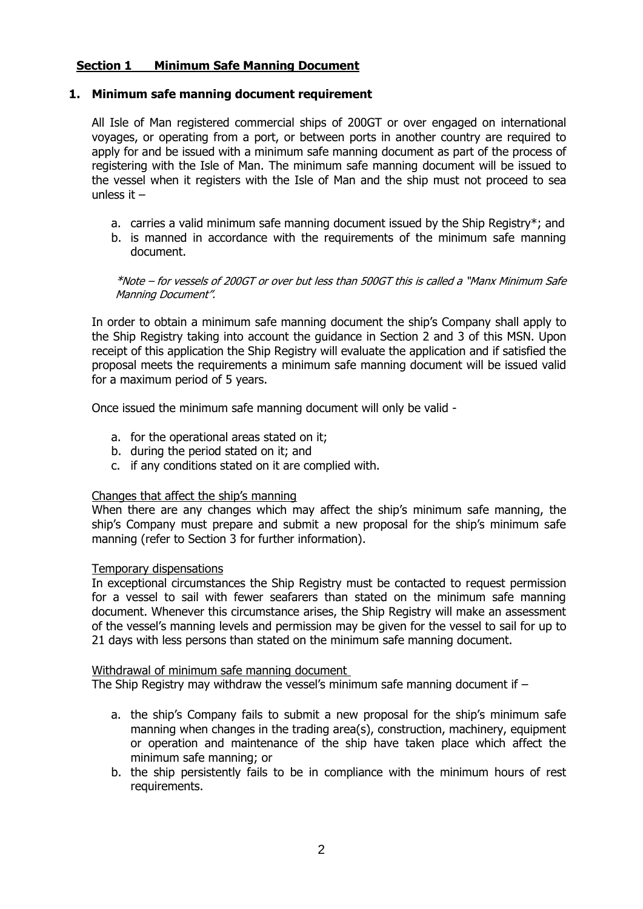## Section 1 Minimum Safe Manning Document

### 1. Minimum safe manning document requirement

All Isle of Man registered commercial ships of 200GT or over engaged on international voyages, or operating from a port, or between ports in another country are required to apply for and be issued with a minimum safe manning document as part of the process of registering with the Isle of Man. The minimum safe manning document will be issued to the vessel when it registers with the Isle of Man and the ship must not proceed to sea unless it –

a. carries a valid minimum safe manning document issued by the Ship Registry*; and
b. is manned in accordance with the requirements of the minimum safe manning document.

*\*Note – for vessels of 200GT or over but less than 500GT this is called a "Manx Minimum Safe Manning Document".*

In order to obtain a minimum safe manning document the ship's Company shall apply to the Ship Registry taking into account the guidance in Section 2 and 3 of this MSN. Upon receipt of this application the Ship Registry will evaluate the application and if satisfied the proposal meets the requirements a minimum safe manning document will be issued valid for a maximum period of 5 years.

Once issued the minimum safe manning document will only be valid -

a. for the operational areas stated on it;
b. during the period stated on it; and
c. if any conditions stated on it are complied with.

<u>Changes that affect the ship's manning</u>

When there are any changes which may affect the ship's minimum safe manning, the ship's Company must prepare and submit a new proposal for the ship's minimum safe manning (refer to Section 3 for further information).

<u>Temporary dispensations</u>

In exceptional circumstances the Ship Registry must be contacted to request permission for a vessel to sail with fewer seafarers than stated on the minimum safe manning document. Whenever this circumstance arises, the Ship Registry will make an assessment of the vessel's manning levels and permission may be given for the vessel to sail for up to 21 days with less persons than stated on the minimum safe manning document.

<u>Withdrawal of minimum safe manning document</u>

The Ship Registry may withdraw the vessel's minimum safe manning document if –

a. the ship's Company fails to submit a new proposal for the ship's minimum safe manning when changes in the trading area(s), construction, machinery, equipment or operation and maintenance of the ship have taken place which affect the minimum safe manning; or
b. the ship persistently fails to be in compliance with the minimum hours of rest requirements.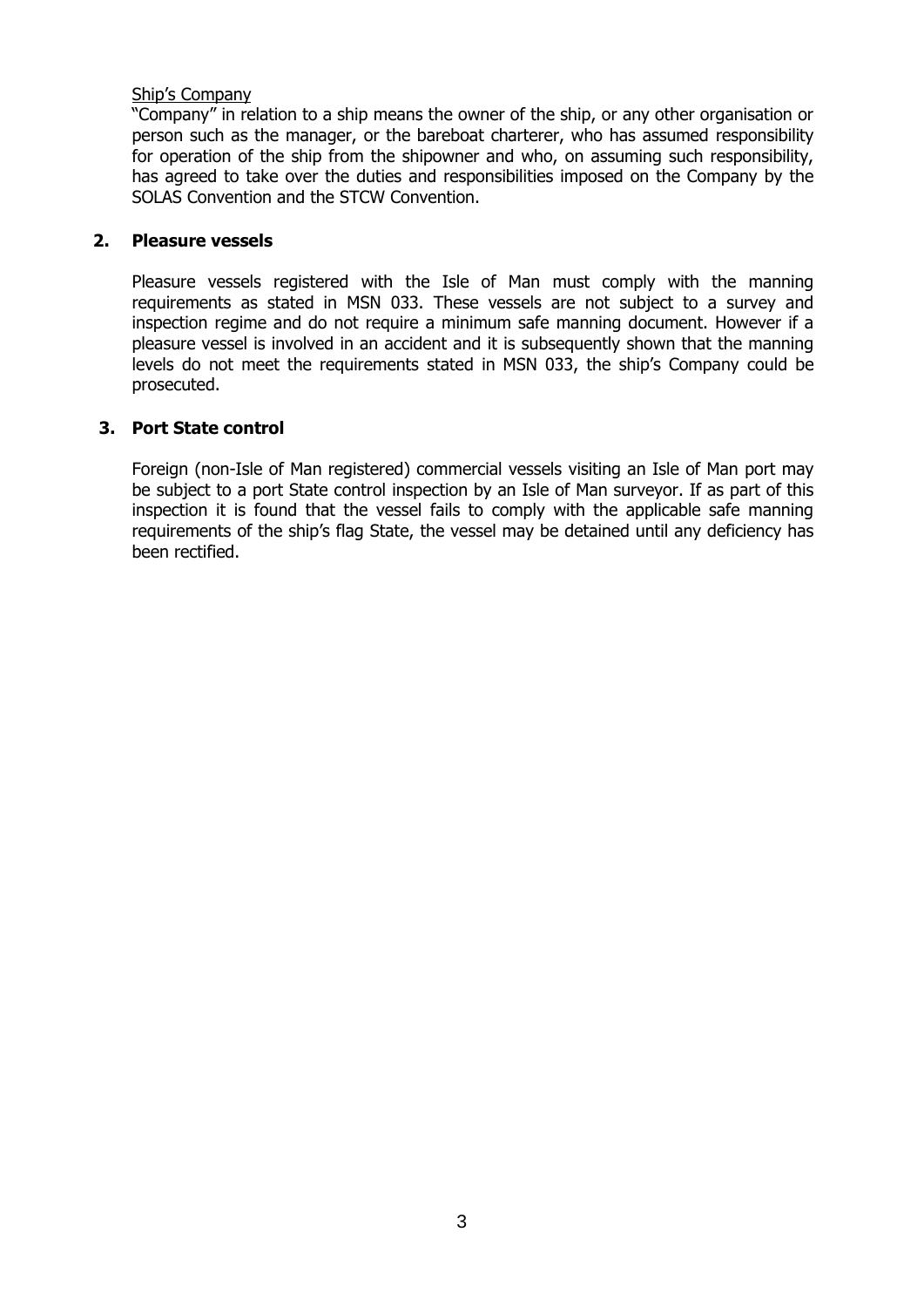Ship's Company

"Company" in relation to a ship means the owner of the ship, or any other organisation or person such as the manager, or the bareboat charterer, who has assumed responsibility for operation of the ship from the shipowner and who, on assuming such responsibility, has agreed to take over the duties and responsibilities imposed on the Company by the SOLAS Convention and the STCW Convention.

## 2. Pleasure vessels

Pleasure vessels registered with the Isle of Man must comply with the manning requirements as stated in MSN 033. These vessels are not subject to a survey and inspection regime and do not require a minimum safe manning document. However if a pleasure vessel is involved in an accident and it is subsequently shown that the manning levels do not meet the requirements stated in MSN 033, the ship's Company could be prosecuted.

## 3. Port State control

Foreign (non-Isle of Man registered) commercial vessels visiting an Isle of Man port may be subject to a port State control inspection by an Isle of Man surveyor. If as part of this inspection it is found that the vessel fails to comply with the applicable safe manning requirements of the ship's flag State, the vessel may be detained until any deficiency has been rectified.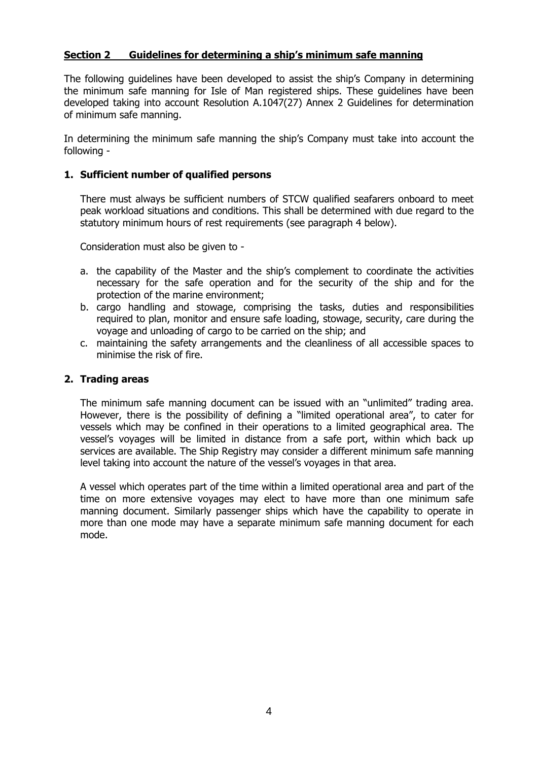## Section 2 Guidelines for determining a ship's minimum safe manning

The following guidelines have been developed to assist the ship's Company in determining the minimum safe manning for Isle of Man registered ships. These guidelines have been developed taking into account Resolution A.1047(27) Annex 2 Guidelines for determination of minimum safe manning.

In determining the minimum safe manning the ship's Company must take into account the following -

### 1. Sufficient number of qualified persons

There must always be sufficient numbers of STCW qualified seafarers onboard to meet peak workload situations and conditions. This shall be determined with due regard to the statutory minimum hours of rest requirements (see paragraph 4 below).

Consideration must also be given to -

a. the capability of the Master and the ship's complement to coordinate the activities necessary for the safe operation and for the security of the ship and for the protection of the marine environment;
b. cargo handling and stowage, comprising the tasks, duties and responsibilities required to plan, monitor and ensure safe loading, stowage, security, care during the voyage and unloading of cargo to be carried on the ship; and
c. maintaining the safety arrangements and the cleanliness of all accessible spaces to minimise the risk of fire.

### 2. Trading areas

The minimum safe manning document can be issued with an "unlimited" trading area. However, there is the possibility of defining a "limited operational area", to cater for vessels which may be confined in their operations to a limited geographical area. The vessel's voyages will be limited in distance from a safe port, within which back up services are available. The Ship Registry may consider a different minimum safe manning level taking into account the nature of the vessel's voyages in that area.

A vessel which operates part of the time within a limited operational area and part of the time on more extensive voyages may elect to have more than one minimum safe manning document. Similarly passenger ships which have the capability to operate in more than one mode may have a separate minimum safe manning document for each mode.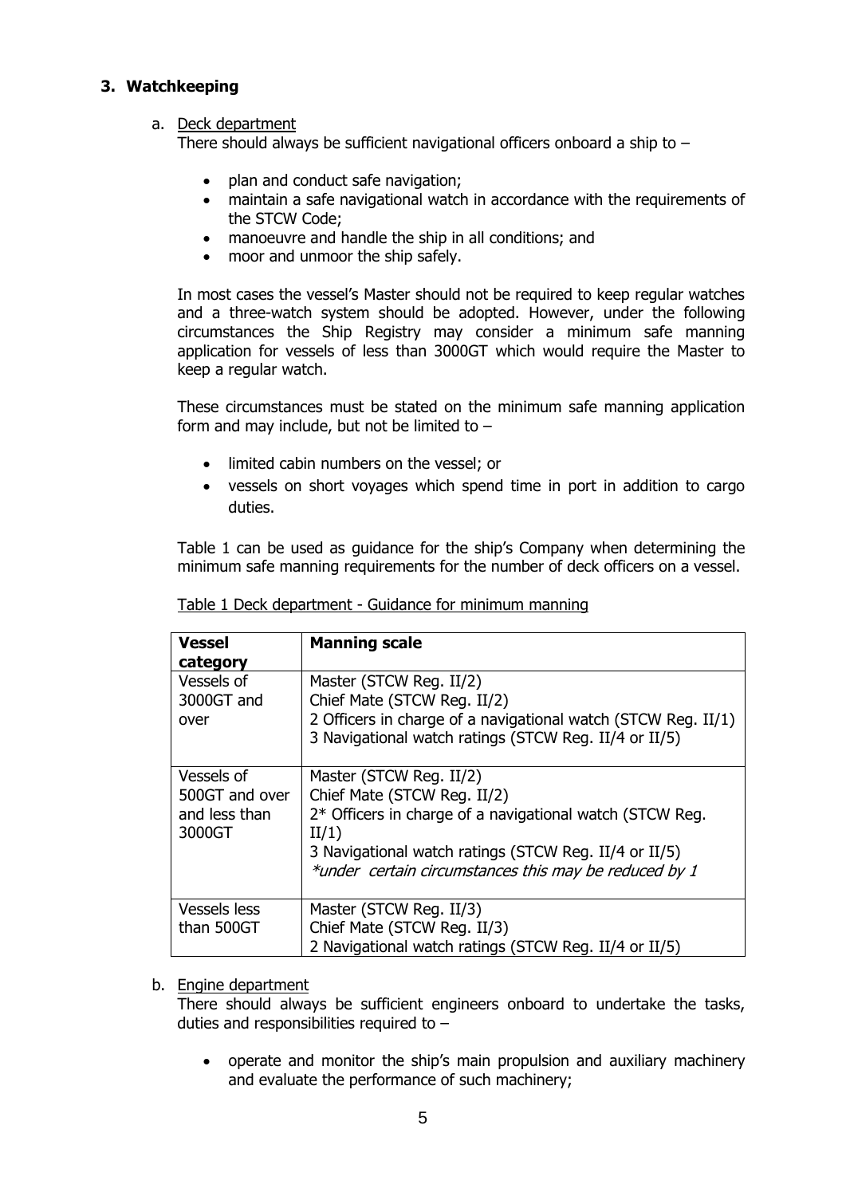## 3. Watchkeeping

a. Deck department

There should always be sufficient navigational officers onboard a ship to –

- plan and conduct safe navigation;
- maintain a safe navigational watch in accordance with the requirements of the STCW Code;
- manoeuvre and handle the ship in all conditions; and
- moor and unmoor the ship safely.

In most cases the vessel's Master should not be required to keep regular watches and a three-watch system should be adopted. However, under the following circumstances the Ship Registry may consider a minimum safe manning application for vessels of less than 3000GT which would require the Master to keep a regular watch.

These circumstances must be stated on the minimum safe manning application form and may include, but not be limited to –

- limited cabin numbers on the vessel; or
- vessels on short voyages which spend time in port in addition to cargo duties.

Table 1 can be used as guidance for the ship's Company when determining the minimum safe manning requirements for the number of deck officers on a vessel.

Table 1 Deck department - Guidance for minimum manning

| **Vessel category** | **Manning scale** |
|---|---|
| Vessels of 3000GT and over | Master (STCW Reg. II/2)<br>Chief Mate (STCW Reg. II/2)<br>2 Officers in charge of a navigational watch (STCW Reg. II/1)<br>3 Navigational watch ratings (STCW Reg. II/4 or II/5) |
| Vessels of 500GT and over and less than 3000GT | Master (STCW Reg. II/2)<br>Chief Mate (STCW Reg. II/2)<br>2* Officers in charge of a navigational watch (STCW Reg. II/1)<br>3 Navigational watch ratings (STCW Reg. II/4 or II/5)<br>*\*under certain circumstances this may be reduced by 1* |
| Vessels less than 500GT | Master (STCW Reg. II/3)<br>Chief Mate (STCW Reg. II/3)<br>2 Navigational watch ratings (STCW Reg. II/4 or II/5) |

b. Engine department

There should always be sufficient engineers onboard to undertake the tasks, duties and responsibilities required to –

- operate and monitor the ship's main propulsion and auxiliary machinery and evaluate the performance of such machinery;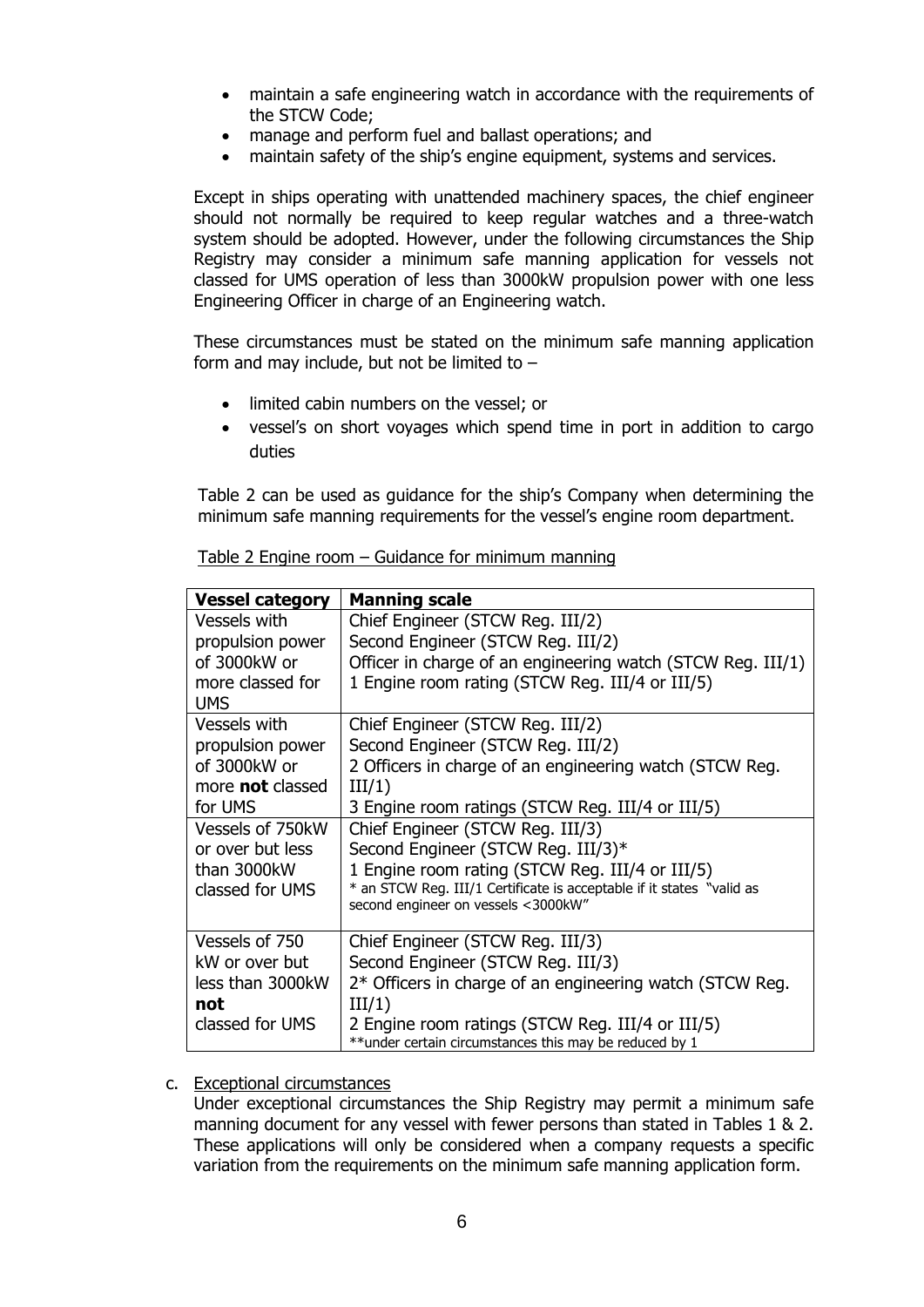- maintain a safe engineering watch in accordance with the requirements of the STCW Code;
- manage and perform fuel and ballast operations; and
- maintain safety of the ship's engine equipment, systems and services.

Except in ships operating with unattended machinery spaces, the chief engineer should not normally be required to keep regular watches and a three-watch system should be adopted. However, under the following circumstances the Ship Registry may consider a minimum safe manning application for vessels not classed for UMS operation of less than 3000kW propulsion power with one less Engineering Officer in charge of an Engineering watch.

These circumstances must be stated on the minimum safe manning application form and may include, but not be limited to –

- limited cabin numbers on the vessel; or
- vessel's on short voyages which spend time in port in addition to cargo duties

Table 2 can be used as guidance for the ship's Company when determining the minimum safe manning requirements for the vessel's engine room department.

Table 2 Engine room – Guidance for minimum manning

| **Vessel category** | **Manning scale** |
|---|---|
| Vessels with propulsion power of 3000kW or more classed for UMS | Chief Engineer (STCW Reg. III/2)<br>Second Engineer (STCW Reg. III/2)<br>Officer in charge of an engineering watch (STCW Reg. III/1)<br>1 Engine room rating (STCW Reg. III/4 or III/5) |
| Vessels with propulsion power of 3000kW or more **not** classed for UMS | Chief Engineer (STCW Reg. III/2)<br>Second Engineer (STCW Reg. III/2)<br>2 Officers in charge of an engineering watch (STCW Reg. III/1)<br>3 Engine room ratings (STCW Reg. III/4 or III/5) |
| Vessels of 750kW or over but less than 3000kW classed for UMS | Chief Engineer (STCW Reg. III/3)<br>Second Engineer (STCW Reg. III/3)*<br>1 Engine room rating (STCW Reg. III/4 or III/5)<br>* an STCW Reg. III/1 Certificate is acceptable if it states "valid as second engineer on vessels <3000kW" |
| Vessels of 750 kW or over but less than 3000kW **not** classed for UMS | Chief Engineer (STCW Reg. III/3)<br>Second Engineer (STCW Reg. III/3)<br>2* Officers in charge of an engineering watch (STCW Reg. III/1)<br>2 Engine room ratings (STCW Reg. III/4 or III/5)<br>**under certain circumstances this may be reduced by 1 |

c. Exceptional circumstances

Under exceptional circumstances the Ship Registry may permit a minimum safe manning document for any vessel with fewer persons than stated in Tables 1 & 2. These applications will only be considered when a company requests a specific variation from the requirements on the minimum safe manning application form.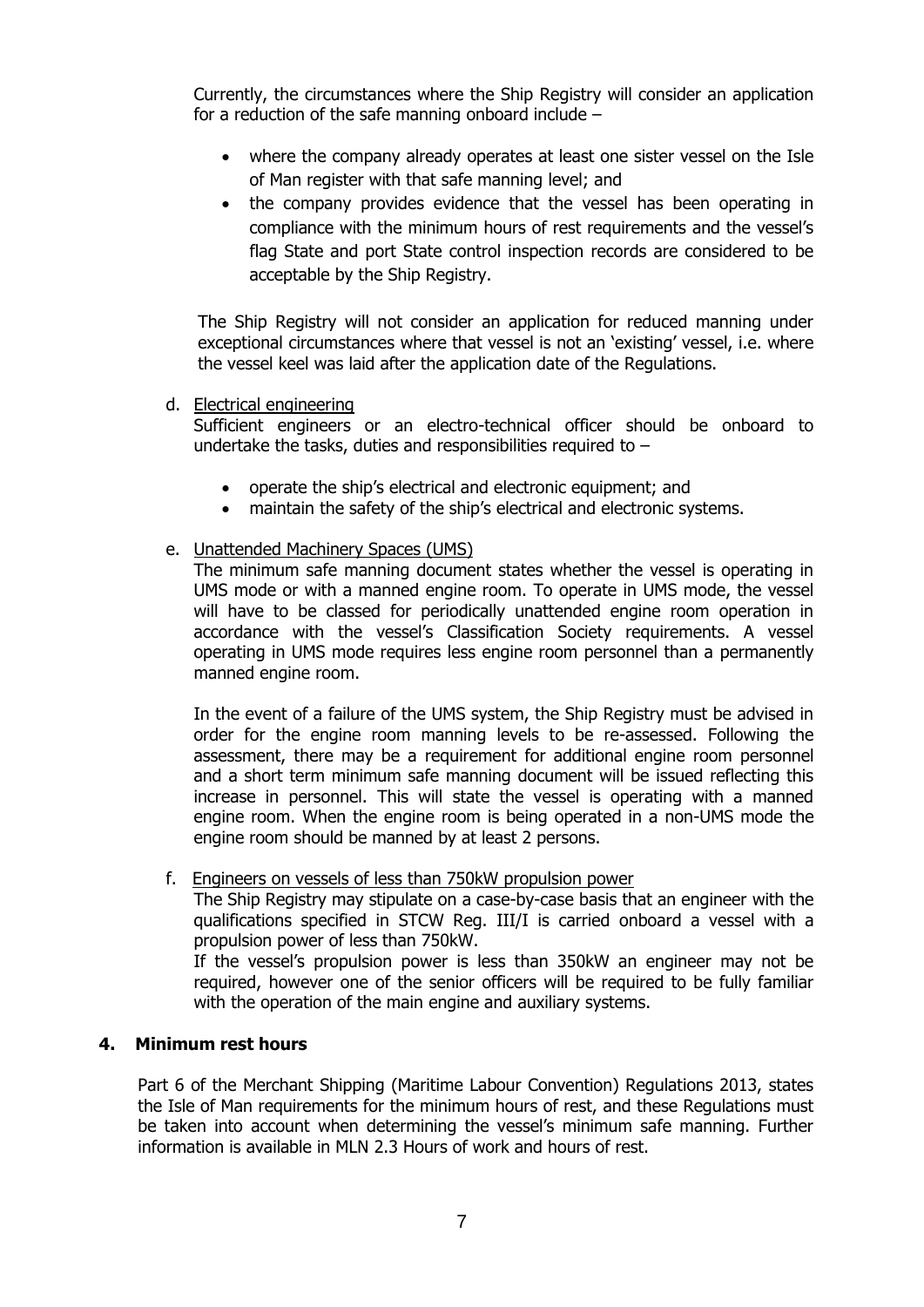Currently, the circumstances where the Ship Registry will consider an application for a reduction of the safe manning onboard include –

- where the company already operates at least one sister vessel on the Isle of Man register with that safe manning level; and
- the company provides evidence that the vessel has been operating in compliance with the minimum hours of rest requirements and the vessel's flag State and port State control inspection records are considered to be acceptable by the Ship Registry.

The Ship Registry will not consider an application for reduced manning under exceptional circumstances where that vessel is not an 'existing' vessel, i.e. where the vessel keel was laid after the application date of the Regulations.

d. Electrical engineering
Sufficient engineers or an electro-technical officer should be onboard to undertake the tasks, duties and responsibilities required to –

- operate the ship's electrical and electronic equipment; and
- maintain the safety of the ship's electrical and electronic systems.

e. Unattended Machinery Spaces (UMS)
The minimum safe manning document states whether the vessel is operating in UMS mode or with a manned engine room. To operate in UMS mode, the vessel will have to be classed for periodically unattended engine room operation in accordance with the vessel's Classification Society requirements. A vessel operating in UMS mode requires less engine room personnel than a permanently manned engine room.

In the event of a failure of the UMS system, the Ship Registry must be advised in order for the engine room manning levels to be re-assessed. Following the assessment, there may be a requirement for additional engine room personnel and a short term minimum safe manning document will be issued reflecting this increase in personnel. This will state the vessel is operating with a manned engine room. When the engine room is being operated in a non-UMS mode the engine room should be manned by at least 2 persons.

f. Engineers on vessels of less than 750kW propulsion power
The Ship Registry may stipulate on a case-by-case basis that an engineer with the qualifications specified in STCW Reg. III/I is carried onboard a vessel with a propulsion power of less than 750kW.
If the vessel's propulsion power is less than 350kW an engineer may not be required, however one of the senior officers will be required to be fully familiar with the operation of the main engine and auxiliary systems.

## 4. Minimum rest hours

Part 6 of the Merchant Shipping (Maritime Labour Convention) Regulations 2013, states the Isle of Man requirements for the minimum hours of rest, and these Regulations must be taken into account when determining the vessel's minimum safe manning. Further information is available in MLN 2.3 Hours of work and hours of rest.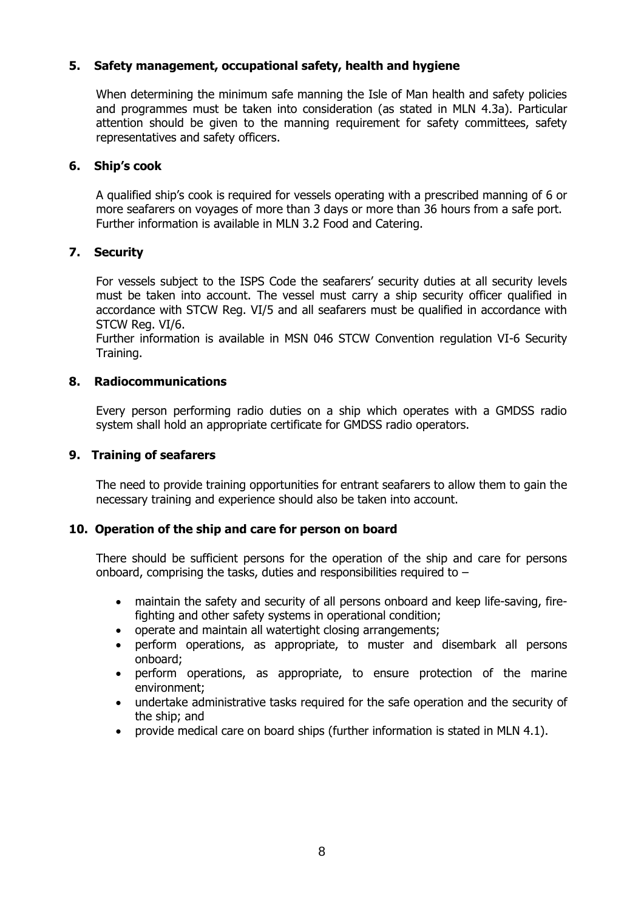## 5. Safety management, occupational safety, health and hygiene

When determining the minimum safe manning the Isle of Man health and safety policies and programmes must be taken into consideration (as stated in MLN 4.3a). Particular attention should be given to the manning requirement for safety committees, safety representatives and safety officers.

## 6. Ship's cook

A qualified ship's cook is required for vessels operating with a prescribed manning of 6 or more seafarers on voyages of more than 3 days or more than 36 hours from a safe port. Further information is available in MLN 3.2 Food and Catering.

## 7. Security

For vessels subject to the ISPS Code the seafarers' security duties at all security levels must be taken into account. The vessel must carry a ship security officer qualified in accordance with STCW Reg. VI/5 and all seafarers must be qualified in accordance with STCW Reg. VI/6.
Further information is available in MSN 046 STCW Convention regulation VI-6 Security Training.

## 8. Radiocommunications

Every person performing radio duties on a ship which operates with a GMDSS radio system shall hold an appropriate certificate for GMDSS radio operators.

## 9. Training of seafarers

The need to provide training opportunities for entrant seafarers to allow them to gain the necessary training and experience should also be taken into account.

## 10. Operation of the ship and care for person on board

There should be sufficient persons for the operation of the ship and care for persons onboard, comprising the tasks, duties and responsibilities required to –

- maintain the safety and security of all persons onboard and keep life-saving, fire-fighting and other safety systems in operational condition;
- operate and maintain all watertight closing arrangements;
- perform operations, as appropriate, to muster and disembark all persons onboard;
- perform operations, as appropriate, to ensure protection of the marine environment;
- undertake administrative tasks required for the safe operation and the security of the ship; and
- provide medical care on board ships (further information is stated in MLN 4.1).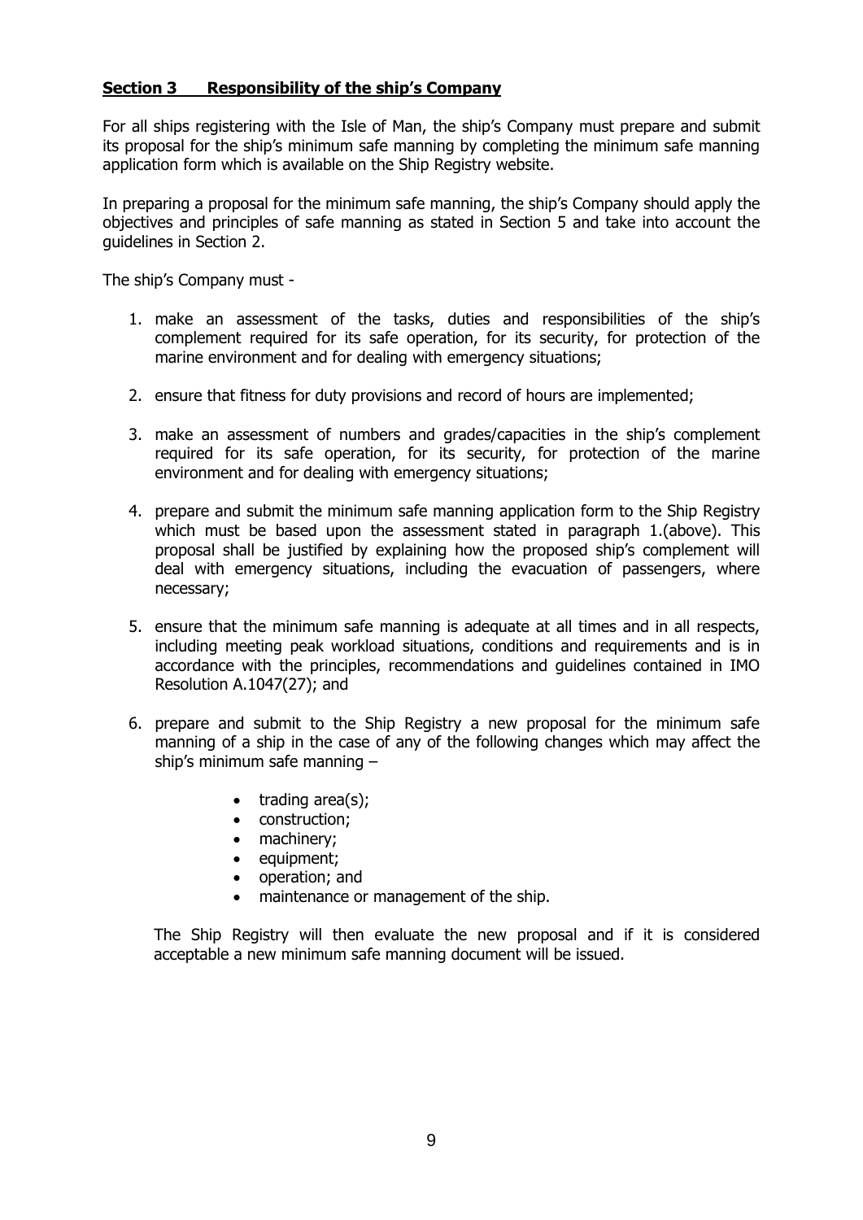## Section 3 Responsibility of the ship's Company

For all ships registering with the Isle of Man, the ship's Company must prepare and submit its proposal for the ship's minimum safe manning by completing the minimum safe manning application form which is available on the Ship Registry website.

In preparing a proposal for the minimum safe manning, the ship's Company should apply the objectives and principles of safe manning as stated in Section 5 and take into account the guidelines in Section 2.

The ship's Company must -

1. make an assessment of the tasks, duties and responsibilities of the ship's complement required for its safe operation, for its security, for protection of the marine environment and for dealing with emergency situations;

2. ensure that fitness for duty provisions and record of hours are implemented;

3. make an assessment of numbers and grades/capacities in the ship's complement required for its safe operation, for its security, for protection of the marine environment and for dealing with emergency situations;

4. prepare and submit the minimum safe manning application form to the Ship Registry which must be based upon the assessment stated in paragraph 1.(above). This proposal shall be justified by explaining how the proposed ship's complement will deal with emergency situations, including the evacuation of passengers, where necessary;

5. ensure that the minimum safe manning is adequate at all times and in all respects, including meeting peak workload situations, conditions and requirements and is in accordance with the principles, recommendations and guidelines contained in IMO Resolution A.1047(27); and

6. prepare and submit to the Ship Registry a new proposal for the minimum safe manning of a ship in the case of any of the following changes which may affect the ship's minimum safe manning –

    - trading area(s);
    - construction;
    - machinery;
    - equipment;
    - operation; and
    - maintenance or management of the ship.

   The Ship Registry will then evaluate the new proposal and if it is considered acceptable a new minimum safe manning document will be issued.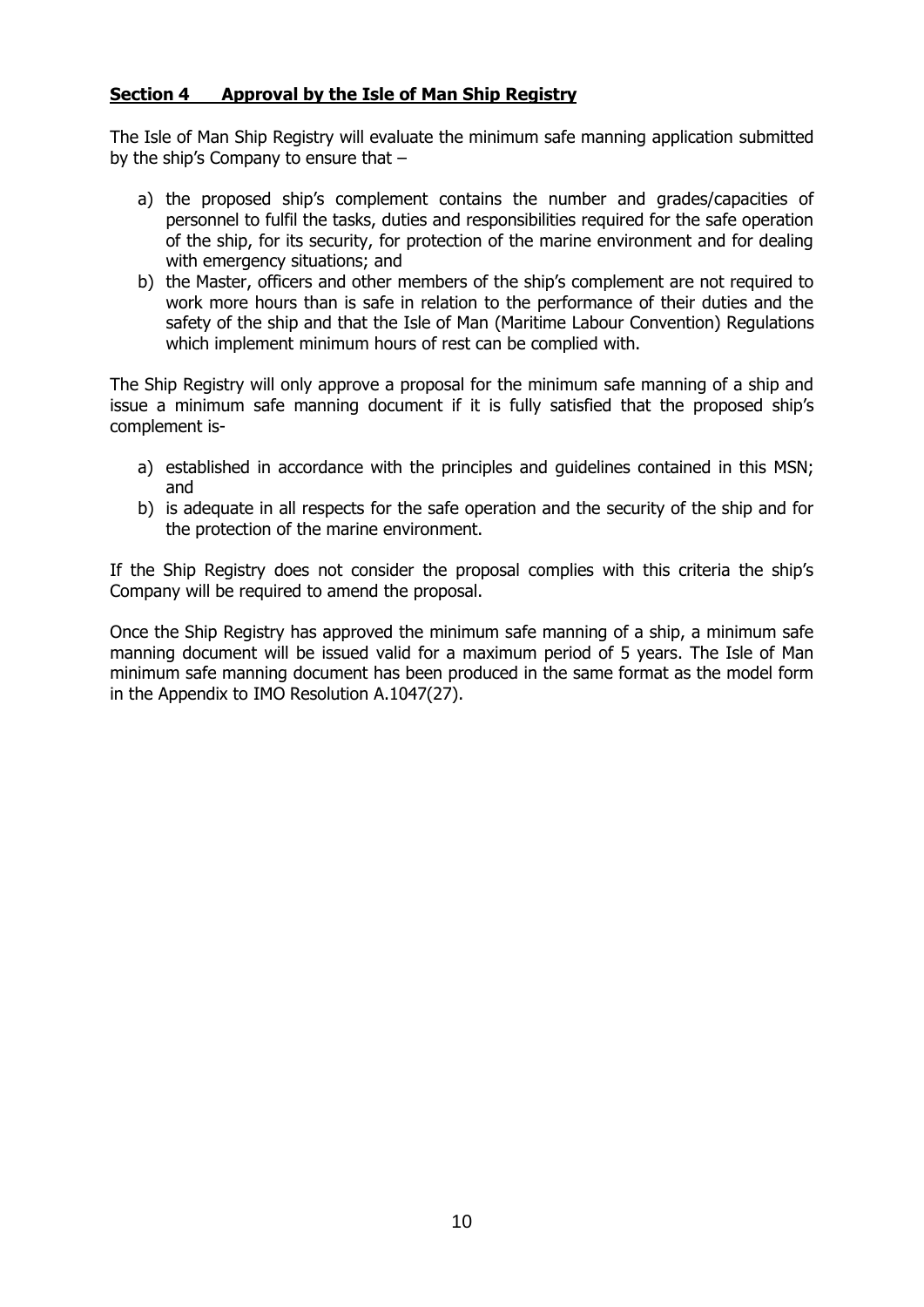## Section 4 Approval by the Isle of Man Ship Registry

The Isle of Man Ship Registry will evaluate the minimum safe manning application submitted by the ship's Company to ensure that –

a) the proposed ship's complement contains the number and grades/capacities of personnel to fulfil the tasks, duties and responsibilities required for the safe operation of the ship, for its security, for protection of the marine environment and for dealing with emergency situations; and
b) the Master, officers and other members of the ship's complement are not required to work more hours than is safe in relation to the performance of their duties and the safety of the ship and that the Isle of Man (Maritime Labour Convention) Regulations which implement minimum hours of rest can be complied with.

The Ship Registry will only approve a proposal for the minimum safe manning of a ship and issue a minimum safe manning document if it is fully satisfied that the proposed ship's complement is-

a) established in accordance with the principles and guidelines contained in this MSN; and
b) is adequate in all respects for the safe operation and the security of the ship and for the protection of the marine environment.

If the Ship Registry does not consider the proposal complies with this criteria the ship's Company will be required to amend the proposal.

Once the Ship Registry has approved the minimum safe manning of a ship, a minimum safe manning document will be issued valid for a maximum period of 5 years. The Isle of Man minimum safe manning document has been produced in the same format as the model form in the Appendix to IMO Resolution A.1047(27).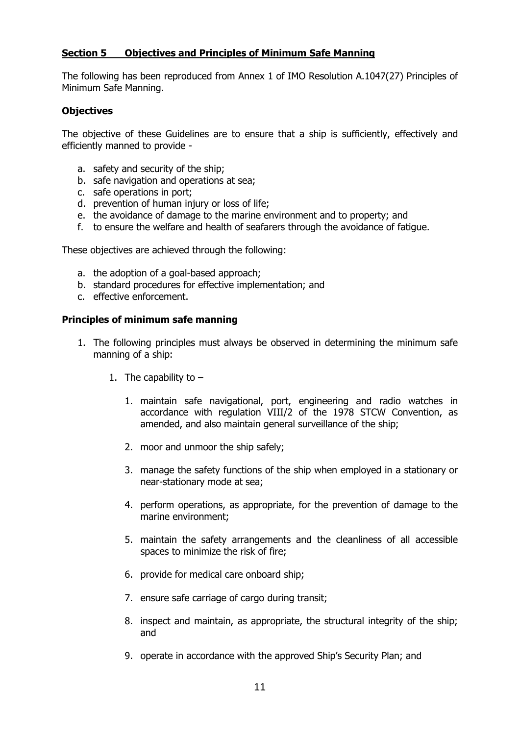## Section 5 Objectives and Principles of Minimum Safe Manning

The following has been reproduced from Annex 1 of IMO Resolution A.1047(27) Principles of Minimum Safe Manning.

### Objectives

The objective of these Guidelines are to ensure that a ship is sufficiently, effectively and efficiently manned to provide -

a. safety and security of the ship;
b. safe navigation and operations at sea;
c. safe operations in port;
d. prevention of human injury or loss of life;
e. the avoidance of damage to the marine environment and to property; and
f. to ensure the welfare and health of seafarers through the avoidance of fatigue.

These objectives are achieved through the following:

a. the adoption of a goal-based approach;
b. standard procedures for effective implementation; and
c. effective enforcement.

### Principles of minimum safe manning

1. The following principles must always be observed in determining the minimum safe manning of a ship:

    1. The capability to –

        1. maintain safe navigational, port, engineering and radio watches in accordance with regulation VIII/2 of the 1978 STCW Convention, as amended, and also maintain general surveillance of the ship;

        2. moor and unmoor the ship safely;

        3. manage the safety functions of the ship when employed in a stationary or near-stationary mode at sea;

        4. perform operations, as appropriate, for the prevention of damage to the marine environment;

        5. maintain the safety arrangements and the cleanliness of all accessible spaces to minimize the risk of fire;

        6. provide for medical care onboard ship;

        7. ensure safe carriage of cargo during transit;

        8. inspect and maintain, as appropriate, the structural integrity of the ship; and

        9. operate in accordance with the approved Ship's Security Plan; and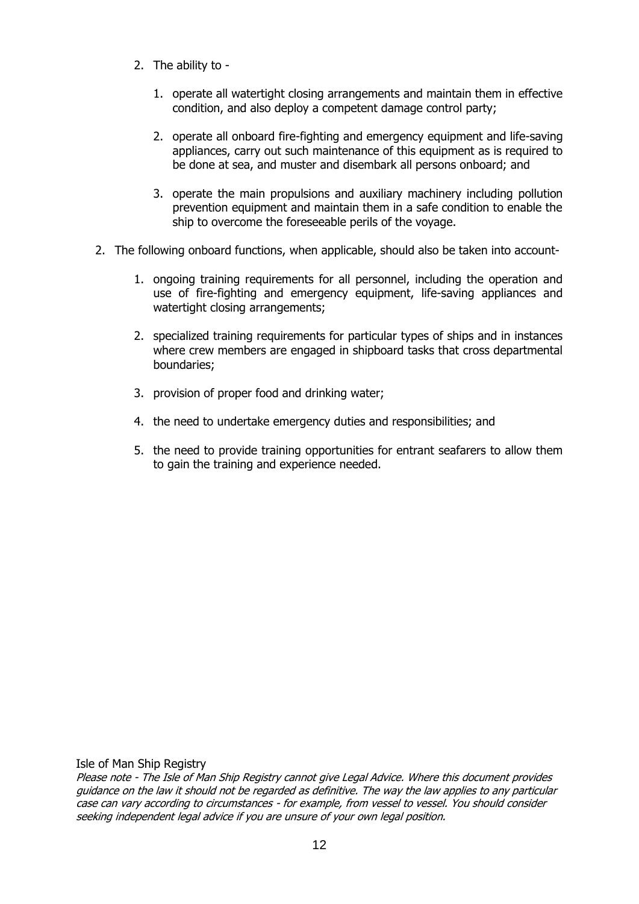2. The ability to -

    1. operate all watertight closing arrangements and maintain them in effective condition, and also deploy a competent damage control party;

    2. operate all onboard fire-fighting and emergency equipment and life-saving appliances, carry out such maintenance of this equipment as is required to be done at sea, and muster and disembark all persons onboard; and

    3. operate the main propulsions and auxiliary machinery including pollution prevention equipment and maintain them in a safe condition to enable the ship to overcome the foreseeable perils of the voyage.

2. The following onboard functions, when applicable, should also be taken into account-

    1. ongoing training requirements for all personnel, including the operation and use of fire-fighting and emergency equipment, life-saving appliances and watertight closing arrangements;

    2. specialized training requirements for particular types of ships and in instances where crew members are engaged in shipboard tasks that cross departmental boundaries;

    3. provision of proper food and drinking water;

    4. the need to undertake emergency duties and responsibilities; and

    5. the need to provide training opportunities for entrant seafarers to allow them to gain the training and experience needed.